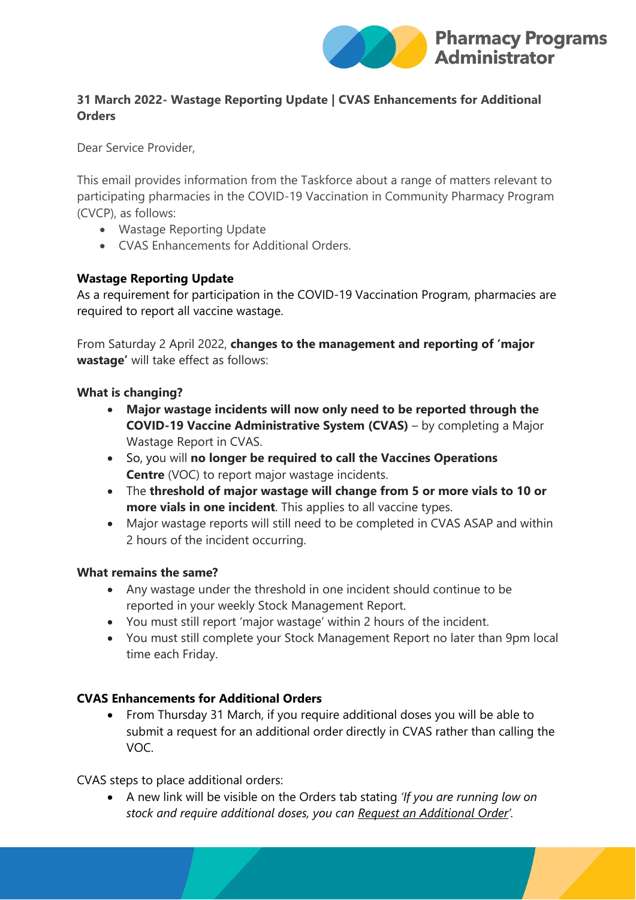**Pharmacy Programs Administrator**

## 31 March 2022- Wastage Reporting Update | CVAS Enhancements for Additional Orders

Dear Service Provider,

This email provides information from the Taskforce about a range of matters relevant to participating pharmacies in the COVID-19 Vaccination in Community Pharmacy Program (CVCP), as follows:

- Wastage Reporting Update
- CVAS Enhancements for Additional Orders.

### Wastage Reporting Update

As a requirement for participation in the COVID-19 Vaccination Program, pharmacies are required to report all vaccine wastage.

From Saturday 2 April 2022, **changes to the management and reporting of 'major wastage'** will take effect as follows:

#### What is changing?

- **Major wastage incidents will now only need to be reported through the COVID-19 Vaccine Administrative System (CVAS)** – by completing a Major Wastage Report in CVAS.
- So, you will **no longer be required to call the Vaccines Operations Centre** (VOC) to report major wastage incidents.
- The **threshold of major wastage will change from 5 or more vials to 10 or more vials in one incident**. This applies to all vaccine types.
- Major wastage reports will still need to be completed in CVAS ASAP and within 2 hours of the incident occurring.

#### What remains the same?

- Any wastage under the threshold in one incident should continue to be reported in your weekly Stock Management Report.
- You must still report 'major wastage' within 2 hours of the incident.
- You must still complete your Stock Management Report no later than 9pm local time each Friday.

### CVAS Enhancements for Additional Orders

- From Thursday 31 March, if you require additional doses you will be able to submit a request for an additional order directly in CVAS rather than calling the VOC.

CVAS steps to place additional orders:

- A new link will be visible on the Orders tab stating *'If you are running low on stock and require additional doses, you can Request an Additional Order'*.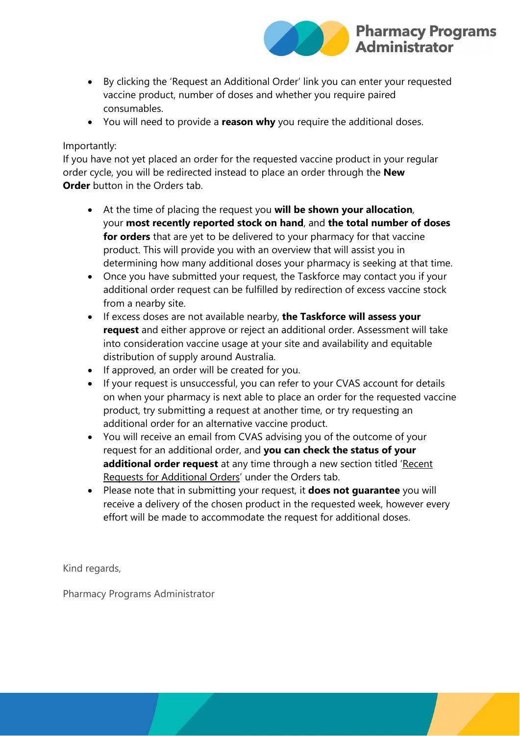- By clicking the 'Request an Additional Order' link you can enter your requested vaccine product, number of doses and whether you require paired consumables.
- You will need to provide a **reason why** you require the additional doses.

Importantly:
If you have not yet placed an order for the requested vaccine product in your regular order cycle, you will be redirected instead to place an order through the **New Order** button in the Orders tab.

- At the time of placing the request you **will be shown your allocation**, your **most recently reported stock on hand**, and **the total number of doses for orders** that are yet to be delivered to your pharmacy for that vaccine product. This will provide you with an overview that will assist you in determining how many additional doses your pharmacy is seeking at that time.
- Once you have submitted your request, the Taskforce may contact you if your additional order request can be fulfilled by redirection of excess vaccine stock from a nearby site.
- If excess doses are not available nearby, **the Taskforce will assess your request** and either approve or reject an additional order. Assessment will take into consideration vaccine usage at your site and availability and equitable distribution of supply around Australia.
- If approved, an order will be created for you.
- If your request is unsuccessful, you can refer to your CVAS account for details on when your pharmacy is next able to place an order for the requested vaccine product, try submitting a request at another time, or try requesting an additional order for an alternative vaccine product.
- You will receive an email from CVAS advising you of the outcome of your request for an additional order, and **you can check the status of your additional order request** at any time through a new section titled 'Recent Requests for Additional Orders' under the Orders tab.
- Please note that in submitting your request, it **does not guarantee** you will receive a delivery of the chosen product in the requested week, however every effort will be made to accommodate the request for additional doses.

Kind regards,

Pharmacy Programs Administrator